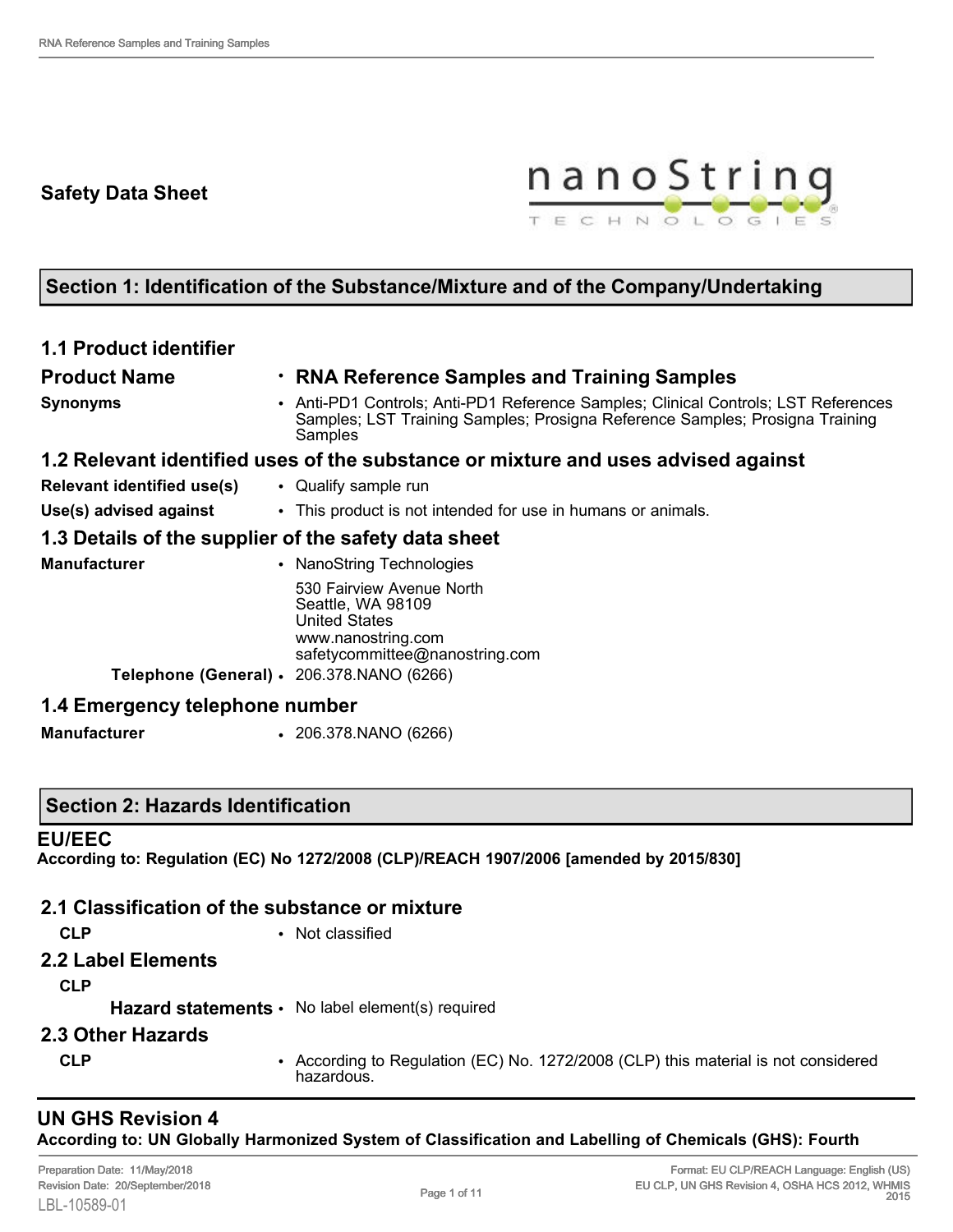# Safety Data Sheet

## Section 1: Identification of the Substance/Mixture and of the Company/Undertaking

### 1.1 Product identifier

| | |
|---|---|
| **Product Name** | • **RNA Reference Samples and Training Samples** |
| **Synonyms** | • Anti-PD1 Controls; Anti-PD1 Reference Samples; Clinical Controls; LST References Samples; LST Training Samples; Prosigna Reference Samples; Prosigna Training Samples |

### 1.2 Relevant identified uses of the substance or mixture and uses advised against

| | |
|---|---|
| **Relevant identified use(s)** | • Qualify sample run |
| **Use(s) advised against** | • This product is not intended for use in humans or animals. |

### 1.3 Details of the supplier of the safety data sheet

| | |
|---|---|
| **Manufacturer** | • NanoString Technologies<br>530 Fairview Avenue North<br>Seattle, WA 98109<br>United States<br>www.nanostring.com<br>safetycommittee@nanostring.com |
| **Telephone (General)** | • 206.378.NANO (6266) |

### 1.4 Emergency telephone number

| | |
|---|---|
| **Manufacturer** | • 206.378.NANO (6266) |

## Section 2: Hazards Identification

### EU/EEC

**According to: Regulation (EC) No 1272/2008 (CLP)/REACH 1907/2006 [amended by 2015/830]**

### 2.1 Classification of the substance or mixture

| | |
|---|---|
| **CLP** | • Not classified |

### 2.2 Label Elements

**CLP**

| | |
|---|---|
| **Hazard statements** | • No label element(s) required |

### 2.3 Other Hazards

| | |
|---|---|
| **CLP** | • According to Regulation (EC) No. 1272/2008 (CLP) this material is not considered hazardous. |

### UN GHS Revision 4

**According to: UN Globally Harmonized System of Classification and Labelling of Chemicals (GHS): Fourth**

Preparation Date: 11/May/2018
Revision Date: 20/September/2018
LBL-10589-01

Format: EU CLP/REACH Language: English (US)
EU CLP, UN GHS Revision 4, OSHA HCS 2012, WHMIS 2015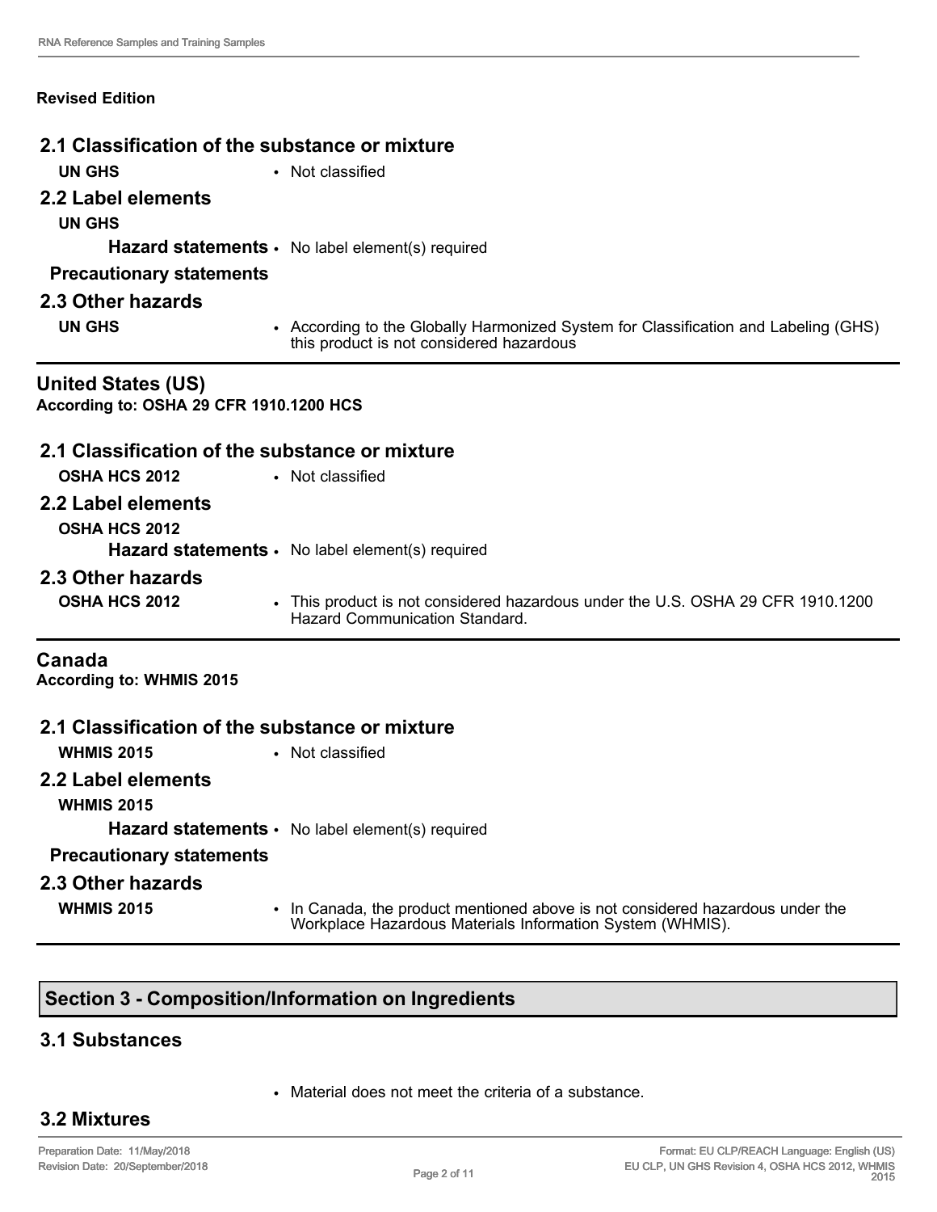**Revised Edition**

### 2.1 Classification of the substance or mixture

**UN GHS**
- Not classified

### 2.2 Label elements

**UN GHS**

**Hazard statements**
- No label element(s) required

**Precautionary statements**

### 2.3 Other hazards

**UN GHS**
- According to the Globally Harmonized System for Classification and Labeling (GHS) this product is not considered hazardous

## United States (US)

**According to: OSHA 29 CFR 1910.1200 HCS**

### 2.1 Classification of the substance or mixture

**OSHA HCS 2012**
- Not classified

### 2.2 Label elements

**OSHA HCS 2012**

**Hazard statements**
- No label element(s) required

### 2.3 Other hazards

**OSHA HCS 2012**
- This product is not considered hazardous under the U.S. OSHA 29 CFR 1910.1200 Hazard Communication Standard.

## Canada

**According to: WHMIS 2015**

### 2.1 Classification of the substance or mixture

**WHMIS 2015**
- Not classified

### 2.2 Label elements

**WHMIS 2015**

**Hazard statements**
- No label element(s) required

**Precautionary statements**

### 2.3 Other hazards

**WHMIS 2015**
- In Canada, the product mentioned above is not considered hazardous under the Workplace Hazardous Materials Information System (WHMIS).

## Section 3 - Composition/Information on Ingredients

### 3.1 Substances

- Material does not meet the criteria of a substance.

### 3.2 Mixtures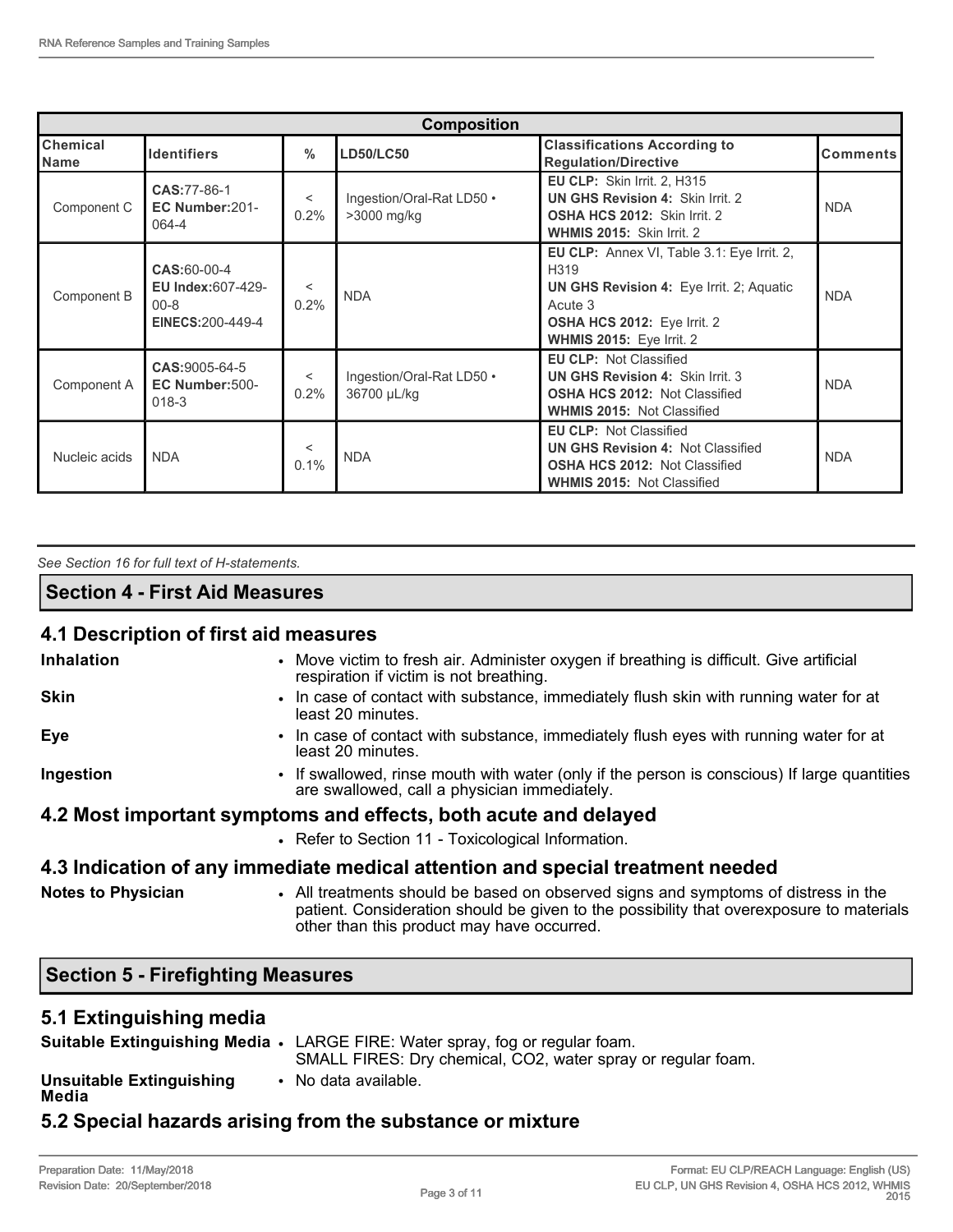| Composition | | | | | |
|---|---|---|---|---|---|
| Chemical Name | Identifiers | % | LD50/LC50 | Classifications According to Regulation/Directive | Comments |
| Component C | **CAS:**77-86-1<br>**EC Number:**201-064-4 | < 0.2% | Ingestion/Oral-Rat LD50 • >3000 mg/kg | **EU CLP:** Skin Irrit. 2, H315<br>**UN GHS Revision 4:** Skin Irrit. 2<br>**OSHA HCS 2012:** Skin Irrit. 2<br>**WHMIS 2015:** Skin Irrit. 2 | NDA |
| Component B | **CAS:**60-00-4<br>**EU Index:**607-429-00-8<br>**EINECS:**200-449-4 | < 0.2% | NDA | **EU CLP:** Annex VI, Table 3.1: Eye Irrit. 2, H319<br>**UN GHS Revision 4:** Eye Irrit. 2; Aquatic Acute 3<br>**OSHA HCS 2012:** Eye Irrit. 2<br>**WHMIS 2015:** Eye Irrit. 2 | NDA |
| Component A | **CAS:**9005-64-5<br>**EC Number:**500-018-3 | < 0.2% | Ingestion/Oral-Rat LD50 • 36700 µL/kg | **EU CLP:** Not Classified<br>**UN GHS Revision 4:** Skin Irrit. 3<br>**OSHA HCS 2012:** Not Classified<br>**WHMIS 2015:** Not Classified | NDA |
| Nucleic acids | NDA | < 0.1% | NDA | **EU CLP:** Not Classified<br>**UN GHS Revision 4:** Not Classified<br>**OSHA HCS 2012:** Not Classified<br>**WHMIS 2015:** Not Classified | NDA |

*See Section 16 for full text of H-statements.*

## Section 4 - First Aid Measures

### 4.1 Description of first aid measures

**Inhalation**
- Move victim to fresh air. Administer oxygen if breathing is difficult. Give artificial respiration if victim is not breathing.

**Skin**
- In case of contact with substance, immediately flush skin with running water for at least 20 minutes.

**Eye**
- In case of contact with substance, immediately flush eyes with running water for at least 20 minutes.

**Ingestion**
- If swallowed, rinse mouth with water (only if the person is conscious) If large quantities are swallowed, call a physician immediately.

### 4.2 Most important symptoms and effects, both acute and delayed

- Refer to Section 11 - Toxicological Information.

### 4.3 Indication of any immediate medical attention and special treatment needed

**Notes to Physician**
- All treatments should be based on observed signs and symptoms of distress in the patient. Consideration should be given to the possibility that overexposure to materials other than this product may have occurred.

## Section 5 - Firefighting Measures

### 5.1 Extinguishing media

**Suitable Extinguishing Media**
- LARGE FIRE: Water spray, fog or regular foam. SMALL FIRES: Dry chemical, $CO_2$, water spray or regular foam.

**Unsuitable Extinguishing Media**
- No data available.

### 5.2 Special hazards arising from the substance or mixture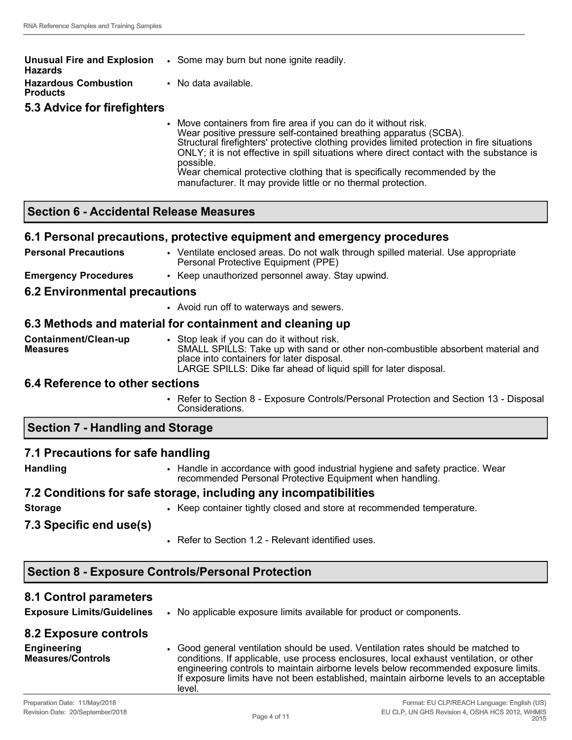**Unusual Fire and Explosion Hazards**
- Some may burn but none ignite readily.

**Hazardous Combustion Products**
- No data available.

### 5.3 Advice for firefighters

- Move containers from fire area if you can do it without risk.
  Wear positive pressure self-contained breathing apparatus (SCBA).
  Structural firefighters' protective clothing provides limited protection in fire situations ONLY; it is not effective in spill situations where direct contact with the substance is possible.
  Wear chemical protective clothing that is specifically recommended by the manufacturer. It may provide little or no thermal protection.

## Section 6 - Accidental Release Measures

### 6.1 Personal precautions, protective equipment and emergency procedures

**Personal Precautions**
- Ventilate enclosed areas. Do not walk through spilled material. Use appropriate Personal Protective Equipment (PPE)

**Emergency Procedures**
- Keep unauthorized personnel away. Stay upwind.

### 6.2 Environmental precautions

- Avoid run off to waterways and sewers.

### 6.3 Methods and material for containment and cleaning up

**Containment/Clean-up Measures**
- Stop leak if you can do it without risk.
  SMALL SPILLS: Take up with sand or other non-combustible absorbent material and place into containers for later disposal.
  LARGE SPILLS: Dike far ahead of liquid spill for later disposal.

### 6.4 Reference to other sections

- Refer to Section 8 - Exposure Controls/Personal Protection and Section 13 - Disposal Considerations.

## Section 7 - Handling and Storage

### 7.1 Precautions for safe handling

**Handling**
- Handle in accordance with good industrial hygiene and safety practice. Wear recommended Personal Protective Equipment when handling.

### 7.2 Conditions for safe storage, including any incompatibilities

**Storage**
- Keep container tightly closed and store at recommended temperature.

### 7.3 Specific end use(s)

- Refer to Section 1.2 - Relevant identified uses.

## Section 8 - Exposure Controls/Personal Protection

### 8.1 Control parameters

**Exposure Limits/Guidelines**
- No applicable exposure limits available for product or components.

### 8.2 Exposure controls

**Engineering Measures/Controls**
- Good general ventilation should be used. Ventilation rates should be matched to conditions. If applicable, use process enclosures, local exhaust ventilation, or other engineering controls to maintain airborne levels below recommended exposure limits. If exposure limits have not been established, maintain airborne levels to an acceptable level.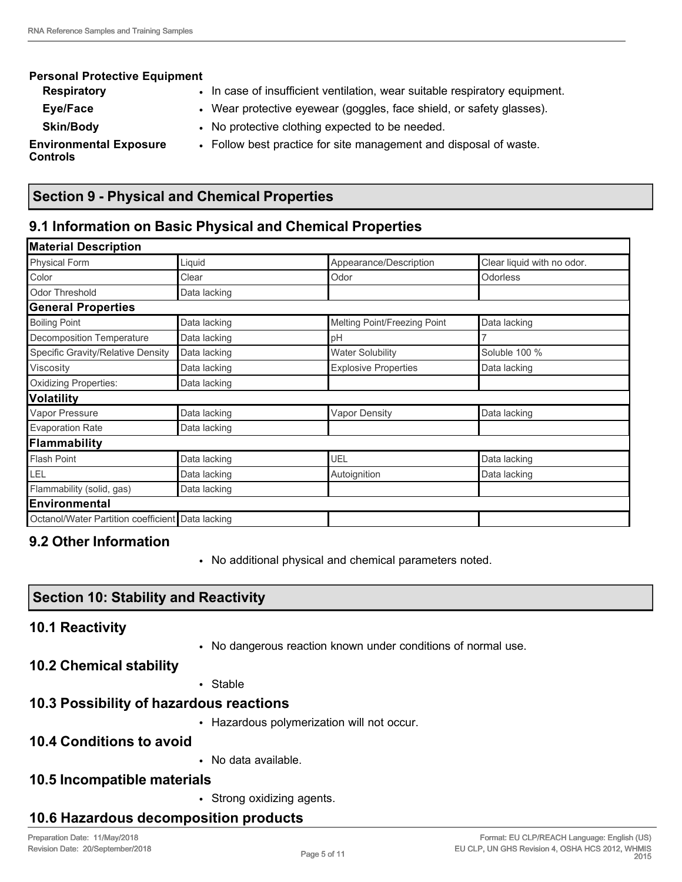**Personal Protective Equipment**

| | |
|---|---|
| **Respiratory** | • In case of insufficient ventilation, wear suitable respiratory equipment. |
| **Eye/Face** | • Wear protective eyewear (goggles, face shield, or safety glasses). |
| **Skin/Body** | • No protective clothing expected to be needed. |
| **Environmental Exposure Controls** | • Follow best practice for site management and disposal of waste. |

## Section 9 - Physical and Chemical Properties

### 9.1 Information on Basic Physical and Chemical Properties

| **Material Description** | | | |
|---|---|---|---|
| Physical Form | Liquid | Appearance/Description | Clear liquid with no odor. |
| Color | Clear | Odor | Odorless |
| Odor Threshold | Data lacking | | |
| **General Properties** | | | |
| Boiling Point | Data lacking | Melting Point/Freezing Point | Data lacking |
| Decomposition Temperature | Data lacking | pH | 7 |
| Specific Gravity/Relative Density | Data lacking | Water Solubility | Soluble 100 % |
| Viscosity | Data lacking | Explosive Properties | Data lacking |
| Oxidizing Properties: | Data lacking | | |
| **Volatility** | | | |
| Vapor Pressure | Data lacking | Vapor Density | Data lacking |
| Evaporation Rate | Data lacking | | |
| **Flammability** | | | |
| Flash Point | Data lacking | UEL | Data lacking |
| LEL | Data lacking | Autoignition | Data lacking |
| Flammability (solid, gas) | Data lacking | | |
| **Environmental** | | | |
| Octanol/Water Partition coefficient | Data lacking | | |

### 9.2 Other Information

- No additional physical and chemical parameters noted.

## Section 10: Stability and Reactivity

### 10.1 Reactivity

- No dangerous reaction known under conditions of normal use.

### 10.2 Chemical stability

- Stable

### 10.3 Possibility of hazardous reactions

- Hazardous polymerization will not occur.

### 10.4 Conditions to avoid

- No data available.

### 10.5 Incompatible materials

- Strong oxidizing agents.

### 10.6 Hazardous decomposition products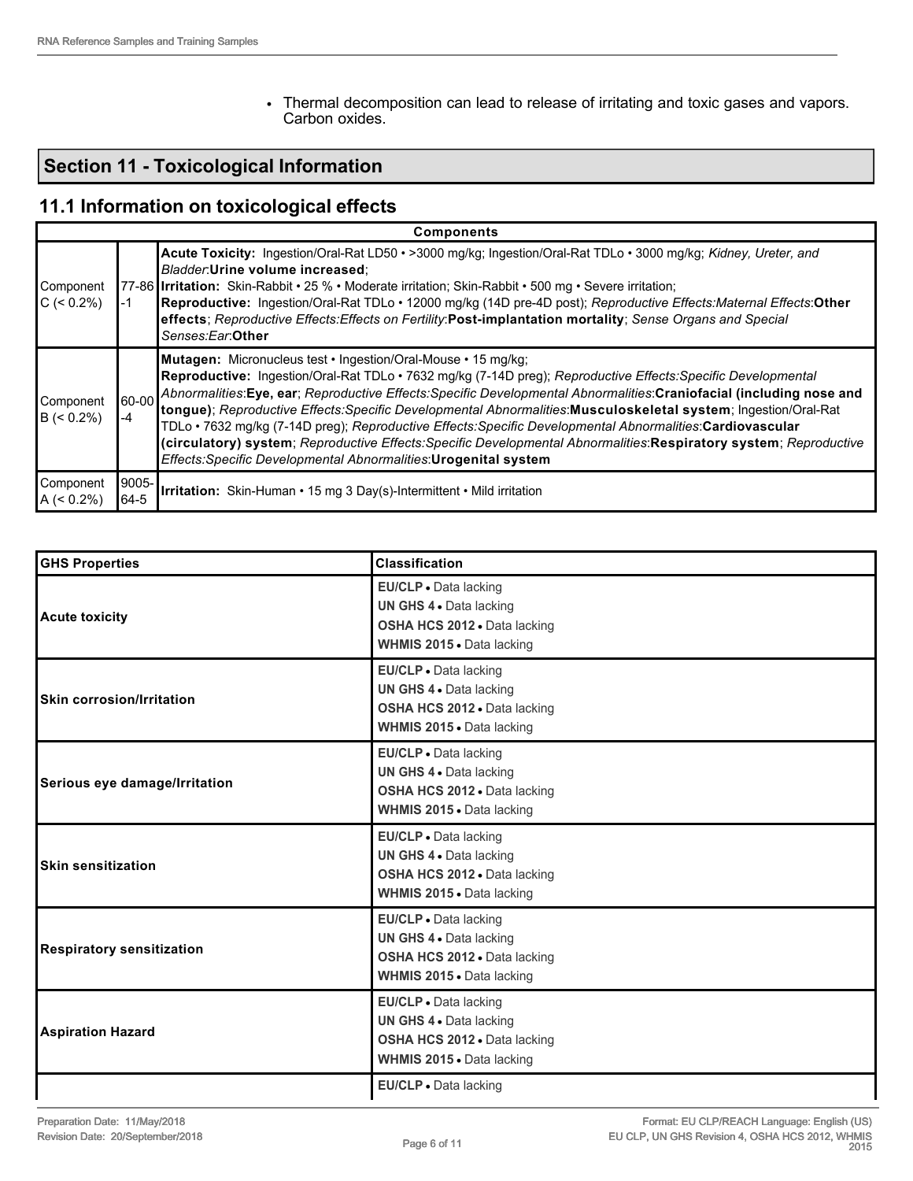- Thermal decomposition can lead to release of irritating and toxic gases and vapors. Carbon oxides.

## Section 11 - Toxicological Information

### 11.1 Information on toxicological effects

| Components | | |
|---|---|---|
| Component C (< 0.2%) | 77-86-1 | **Acute Toxicity:** Ingestion/Oral-Rat LD50 • >3000 mg/kg; Ingestion/Oral-Rat TDLo • 3000 mg/kg; *Kidney, Ureter, and Bladder*:**Urine volume increased**; **Irritation:** Skin-Rabbit • 25 % • Moderate irritation; Skin-Rabbit • 500 mg • Severe irritation; **Reproductive:** Ingestion/Oral-Rat TDLo • 12000 mg/kg (14D pre-4D post); *Reproductive Effects:Maternal Effects*:**Other effects**; *Reproductive Effects:Effects on Fertility*:**Post-implantation mortality**; *Sense Organs and Special Senses:Ear*:**Other** |
| Component B (< 0.2%) | 60-00-4 | **Mutagen:** Micronucleus test • Ingestion/Oral-Mouse • 15 mg/kg; **Reproductive:** Ingestion/Oral-Rat TDLo • 7632 mg/kg (7-14D preg); *Reproductive Effects:Specific Developmental Abnormalities*:**Eye, ear**; *Reproductive Effects:Specific Developmental Abnormalities*:**Craniofacial (including nose and tongue)**; *Reproductive Effects:Specific Developmental Abnormalities*:**Musculoskeletal system**; Ingestion/Oral-Rat TDLo • 7632 mg/kg (7-14D preg); *Reproductive Effects:Specific Developmental Abnormalities*:**Cardiovascular (circulatory) system**; *Reproductive Effects:Specific Developmental Abnormalities*:**Respiratory system**; *Reproductive Effects:Specific Developmental Abnormalities*:**Urogenital system** |
| Component A (< 0.2%) | 9005-64-5 | **Irritation:** Skin-Human • 15 mg 3 Day(s)-Intermittent • Mild irritation |

| GHS Properties | Classification |
|---|---|
| **Acute toxicity** | **EU/CLP** • Data lacking<br>**UN GHS 4** • Data lacking<br>**OSHA HCS 2012** • Data lacking<br>**WHMIS 2015** • Data lacking |
| **Skin corrosion/Irritation** | **EU/CLP** • Data lacking<br>**UN GHS 4** • Data lacking<br>**OSHA HCS 2012** • Data lacking<br>**WHMIS 2015** • Data lacking |
| **Serious eye damage/Irritation** | **EU/CLP** • Data lacking<br>**UN GHS 4** • Data lacking<br>**OSHA HCS 2012** • Data lacking<br>**WHMIS 2015** • Data lacking |
| **Skin sensitization** | **EU/CLP** • Data lacking<br>**UN GHS 4** • Data lacking<br>**OSHA HCS 2012** • Data lacking<br>**WHMIS 2015** • Data lacking |
| **Respiratory sensitization** | **EU/CLP** • Data lacking<br>**UN GHS 4** • Data lacking<br>**OSHA HCS 2012** • Data lacking<br>**WHMIS 2015** • Data lacking |
| **Aspiration Hazard** | **EU/CLP** • Data lacking<br>**UN GHS 4** • Data lacking<br>**OSHA HCS 2012** • Data lacking<br>**WHMIS 2015** • Data lacking |
| | **EU/CLP** • Data lacking |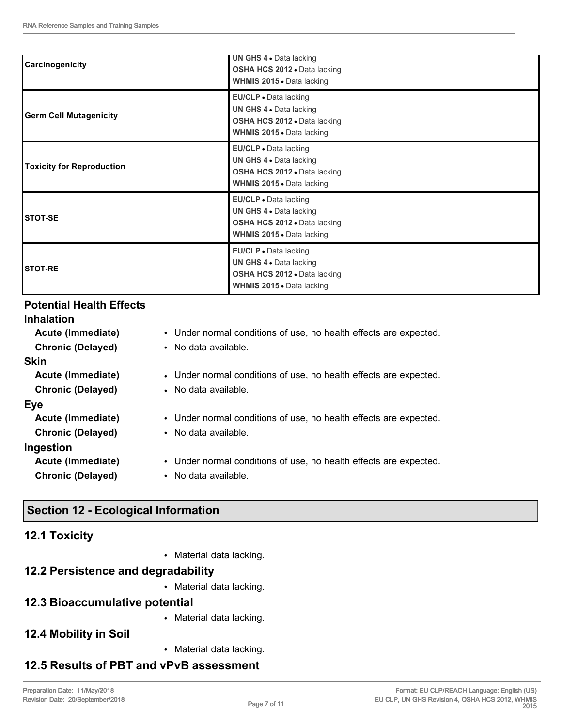| | |
|---|---|
| **Carcinogenicity** | **UN GHS 4** • Data lacking<br>**OSHA HCS 2012** • Data lacking<br>**WHMIS 2015** • Data lacking |
| **Germ Cell Mutagenicity** | **EU/CLP** • Data lacking<br>**UN GHS 4** • Data lacking<br>**OSHA HCS 2012** • Data lacking<br>**WHMIS 2015** • Data lacking |
| **Toxicity for Reproduction** | **EU/CLP** • Data lacking<br>**UN GHS 4** • Data lacking<br>**OSHA HCS 2012** • Data lacking<br>**WHMIS 2015** • Data lacking |
| **STOT-SE** | **EU/CLP** • Data lacking<br>**UN GHS 4** • Data lacking<br>**OSHA HCS 2012** • Data lacking<br>**WHMIS 2015** • Data lacking |
| **STOT-RE** | **EU/CLP** • Data lacking<br>**UN GHS 4** • Data lacking<br>**OSHA HCS 2012** • Data lacking<br>**WHMIS 2015** • Data lacking |

### Potential Health Effects

**Inhalation**

- **Acute (Immediate)** • Under normal conditions of use, no health effects are expected.
- **Chronic (Delayed)** • No data available.

**Skin**

- **Acute (Immediate)** • Under normal conditions of use, no health effects are expected.
- **Chronic (Delayed)** • No data available.

**Eye**

- **Acute (Immediate)** • Under normal conditions of use, no health effects are expected.
- **Chronic (Delayed)** • No data available.

**Ingestion**

- **Acute (Immediate)** • Under normal conditions of use, no health effects are expected.
- **Chronic (Delayed)** • No data available.

## Section 12 - Ecological Information

### 12.1 Toxicity

- Material data lacking.

### 12.2 Persistence and degradability

- Material data lacking.

### 12.3 Bioaccumulative potential

- Material data lacking.

### 12.4 Mobility in Soil

- Material data lacking.

### 12.5 Results of PBT and vPvB assessment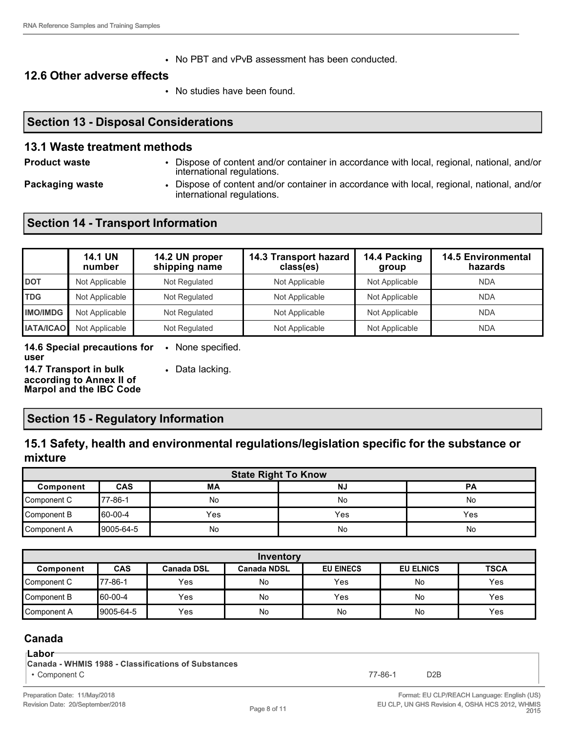- No PBT and vPvB assessment has been conducted.

### 12.6 Other adverse effects

- No studies have been found.

## Section 13 - Disposal Considerations

### 13.1 Waste treatment methods

**Product waste**
- Dispose of content and/or container in accordance with local, regional, national, and/or international regulations.

**Packaging waste**
- Dispose of content and/or container in accordance with local, regional, national, and/or international regulations.

## Section 14 - Transport Information

| | 14.1 UN number | 14.2 UN proper shipping name | 14.3 Transport hazard class(es) | 14.4 Packing group | 14.5 Environmental hazards |
|---|---|---|---|---|---|
| **DOT** | Not Applicable | Not Regulated | Not Applicable | Not Applicable | NDA |
| **TDG** | Not Applicable | Not Regulated | Not Applicable | Not Applicable | NDA |
| **IMO/IMDG** | Not Applicable | Not Regulated | Not Applicable | Not Applicable | NDA |
| **IATA/ICAO** | Not Applicable | Not Regulated | Not Applicable | Not Applicable | NDA |

**14.6 Special precautions for user**
- None specified.

**14.7 Transport in bulk according to Annex II of Marpol and the IBC Code**
- Data lacking.

## Section 15 - Regulatory Information

### 15.1 Safety, health and environmental regulations/legislation specific for the substance or mixture

| State Right To Know | | | | |
|---|---|---|---|---|
| **Component** | **CAS** | **MA** | **NJ** | **PA** |
| Component C | 77-86-1 | No | No | No |
| Component B | 60-00-4 | Yes | Yes | Yes |
| Component A | 9005-64-5 | No | No | No |

| Inventory | | | | | | |
|---|---|---|---|---|---|---|
| **Component** | **CAS** | **Canada DSL** | **Canada NDSL** | **EU EINECS** | **EU ELNICS** | **TSCA** |
| Component C | 77-86-1 | Yes | No | Yes | No | Yes |
| Component B | 60-00-4 | Yes | No | Yes | No | Yes |
| Component A | 9005-64-5 | Yes | No | No | No | Yes |

### Canada

**Labor**

**Canada - WHMIS 1988 - Classifications of Substances**

| | | |
|---|---|---|
| • Component C | 77-86-1 | D2B |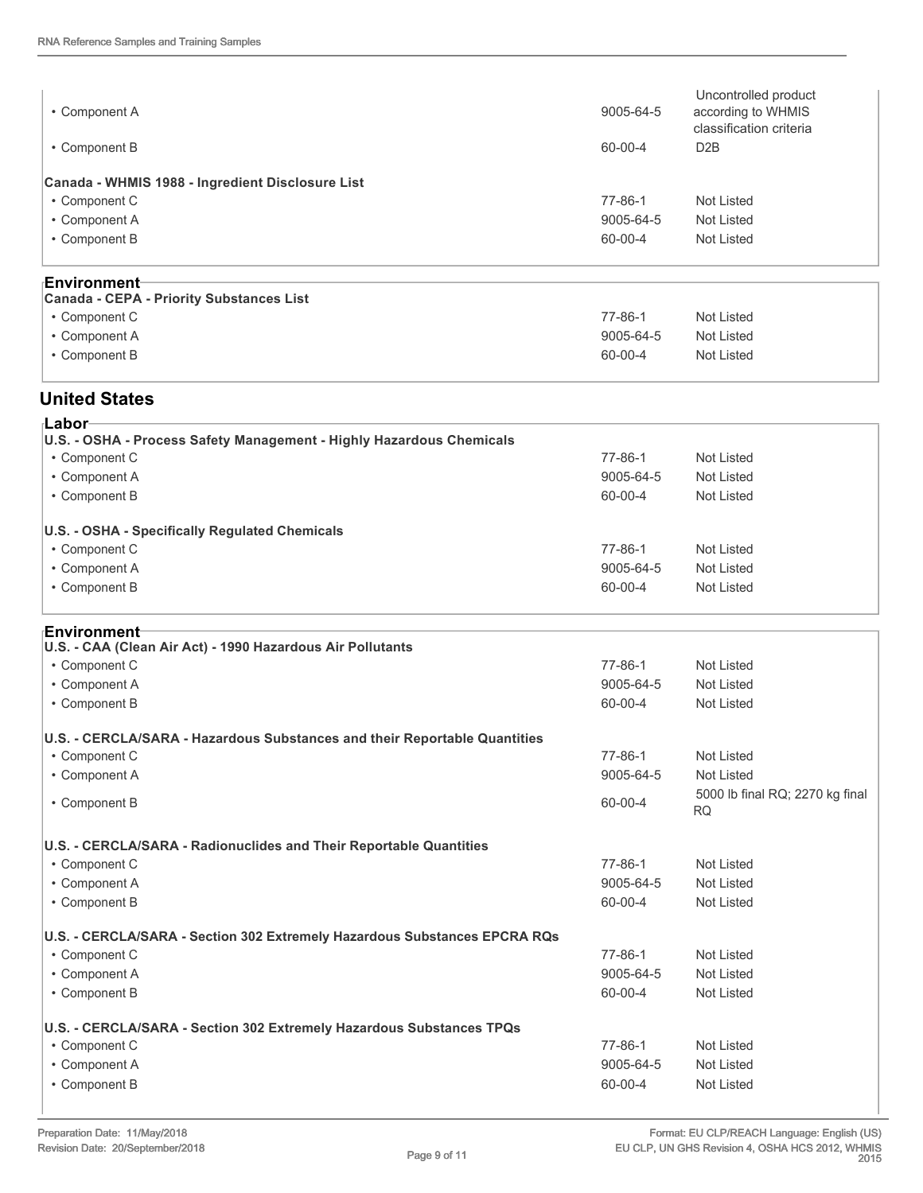| | | |
|---|---|---|
| • Component A | 9005-64-5 | Uncontrolled product according to WHMIS classification criteria |
| • Component B | 60-00-4 | D2B |

**Canada - WHMIS 1988 - Ingredient Disclosure List**

| | | |
|---|---|---|
| • Component C | 77-86-1 | Not Listed |
| • Component A | 9005-64-5 | Not Listed |
| • Component B | 60-00-4 | Not Listed |

**Environment**

**Canada - CEPA - Priority Substances List**

| | | |
|---|---|---|
| • Component C | 77-86-1 | Not Listed |
| • Component A | 9005-64-5 | Not Listed |
| • Component B | 60-00-4 | Not Listed |

## United States

**Labor**

**U.S. - OSHA - Process Safety Management - Highly Hazardous Chemicals**

| | | |
|---|---|---|
| • Component C | 77-86-1 | Not Listed |
| • Component A | 9005-64-5 | Not Listed |
| • Component B | 60-00-4 | Not Listed |

**U.S. - OSHA - Specifically Regulated Chemicals**

| | | |
|---|---|---|
| • Component C | 77-86-1 | Not Listed |
| • Component A | 9005-64-5 | Not Listed |
| • Component B | 60-00-4 | Not Listed |

**Environment**

**U.S. - CAA (Clean Air Act) - 1990 Hazardous Air Pollutants**

| | | |
|---|---|---|
| • Component C | 77-86-1 | Not Listed |
| • Component A | 9005-64-5 | Not Listed |
| • Component B | 60-00-4 | Not Listed |

**U.S. - CERCLA/SARA - Hazardous Substances and their Reportable Quantities**

| | | |
|---|---|---|
| • Component C | 77-86-1 | Not Listed |
| • Component A | 9005-64-5 | Not Listed |
| • Component B | 60-00-4 | 5000 lb final RQ; 2270 kg final RQ |

**U.S. - CERCLA/SARA - Radionuclides and Their Reportable Quantities**

| | | |
|---|---|---|
| • Component C | 77-86-1 | Not Listed |
| • Component A | 9005-64-5 | Not Listed |
| • Component B | 60-00-4 | Not Listed |

**U.S. - CERCLA/SARA - Section 302 Extremely Hazardous Substances EPCRA RQs**

| | | |
|---|---|---|
| • Component C | 77-86-1 | Not Listed |
| • Component A | 9005-64-5 | Not Listed |
| • Component B | 60-00-4 | Not Listed |

**U.S. - CERCLA/SARA - Section 302 Extremely Hazardous Substances TPQs**

| | | |
|---|---|---|
| • Component C | 77-86-1 | Not Listed |
| • Component A | 9005-64-5 | Not Listed |
| • Component B | 60-00-4 | Not Listed |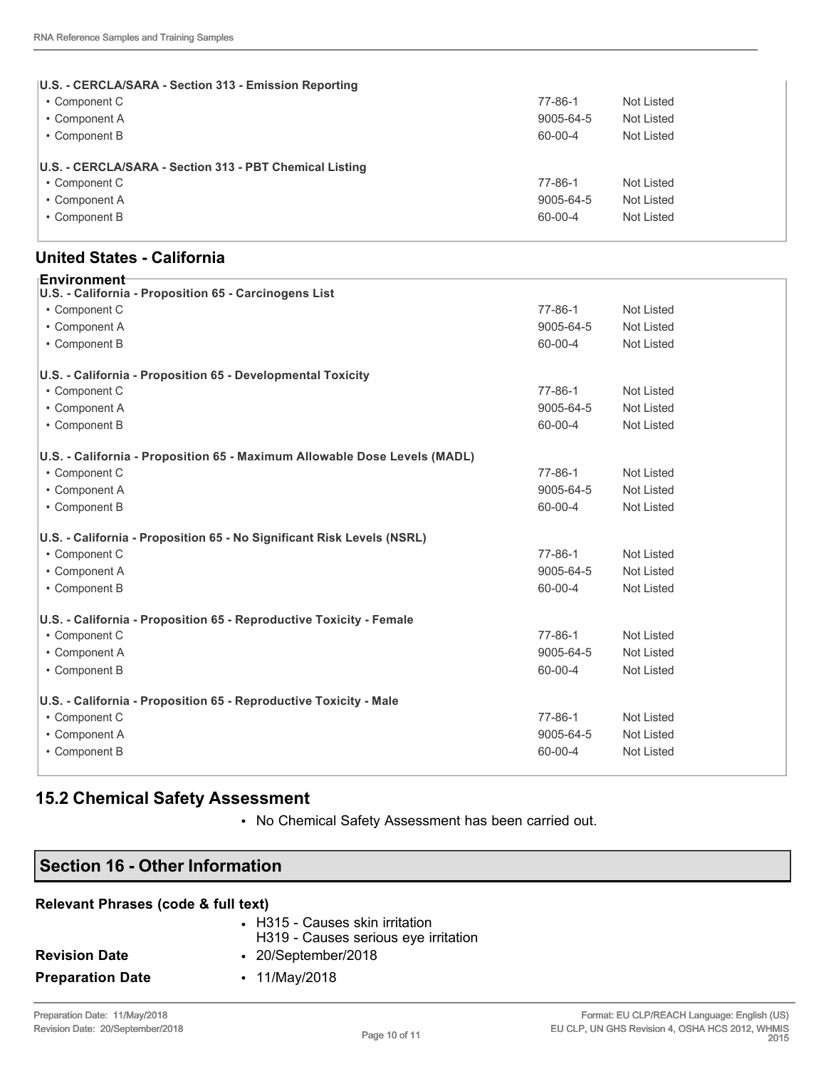**U.S. - CERCLA/SARA - Section 313 - Emission Reporting**

| | | |
|---|---|---|
| • Component C | 77-86-1 | Not Listed |
| • Component A | 9005-64-5 | Not Listed |
| • Component B | 60-00-4 | Not Listed |

**U.S. - CERCLA/SARA - Section 313 - PBT Chemical Listing**

| | | |
|---|---|---|
| • Component C | 77-86-1 | Not Listed |
| • Component A | 9005-64-5 | Not Listed |
| • Component B | 60-00-4 | Not Listed |

## United States - California

**Environment**

**U.S. - California - Proposition 65 - Carcinogens List**

| | | |
|---|---|---|
| • Component C | 77-86-1 | Not Listed |
| • Component A | 9005-64-5 | Not Listed |
| • Component B | 60-00-4 | Not Listed |

**U.S. - California - Proposition 65 - Developmental Toxicity**

| | | |
|---|---|---|
| • Component C | 77-86-1 | Not Listed |
| • Component A | 9005-64-5 | Not Listed |
| • Component B | 60-00-4 | Not Listed |

**U.S. - California - Proposition 65 - Maximum Allowable Dose Levels (MADL)**

| | | |
|---|---|---|
| • Component C | 77-86-1 | Not Listed |
| • Component A | 9005-64-5 | Not Listed |
| • Component B | 60-00-4 | Not Listed |

**U.S. - California - Proposition 65 - No Significant Risk Levels (NSRL)**

| | | |
|---|---|---|
| • Component C | 77-86-1 | Not Listed |
| • Component A | 9005-64-5 | Not Listed |
| • Component B | 60-00-4 | Not Listed |

**U.S. - California - Proposition 65 - Reproductive Toxicity - Female**

| | | |
|---|---|---|
| • Component C | 77-86-1 | Not Listed |
| • Component A | 9005-64-5 | Not Listed |
| • Component B | 60-00-4 | Not Listed |

**U.S. - California - Proposition 65 - Reproductive Toxicity - Male**

| | | |
|---|---|---|
| • Component C | 77-86-1 | Not Listed |
| • Component A | 9005-64-5 | Not Listed |
| • Component B | 60-00-4 | Not Listed |

## 15.2 Chemical Safety Assessment

- No Chemical Safety Assessment has been carried out.

## Section 16 - Other Information

**Relevant Phrases (code & full text)**

- H315 - Causes skin irritation
  H319 - Causes serious eye irritation

**Revision Date**
- 20/September/2018

**Preparation Date**
- 11/May/2018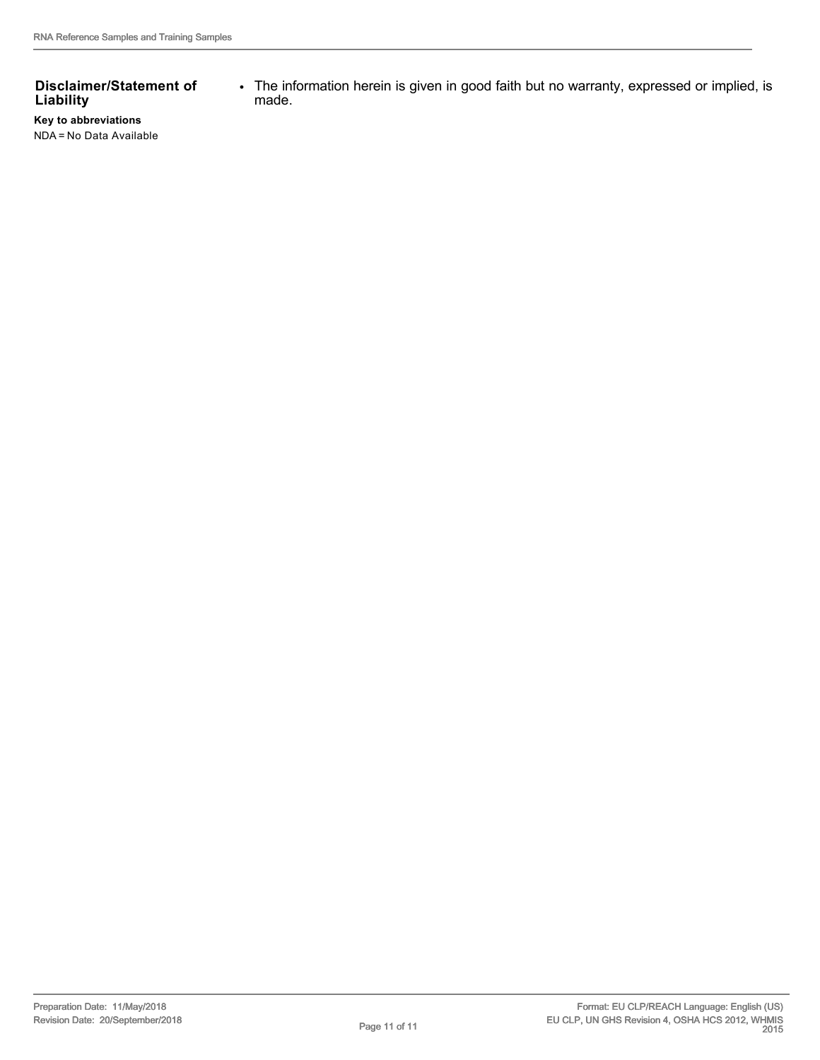**Disclaimer/Statement of Liability**

- The information herein is given in good faith but no warranty, expressed or implied, is made.

**Key to abbreviations**

NDA = No Data Available